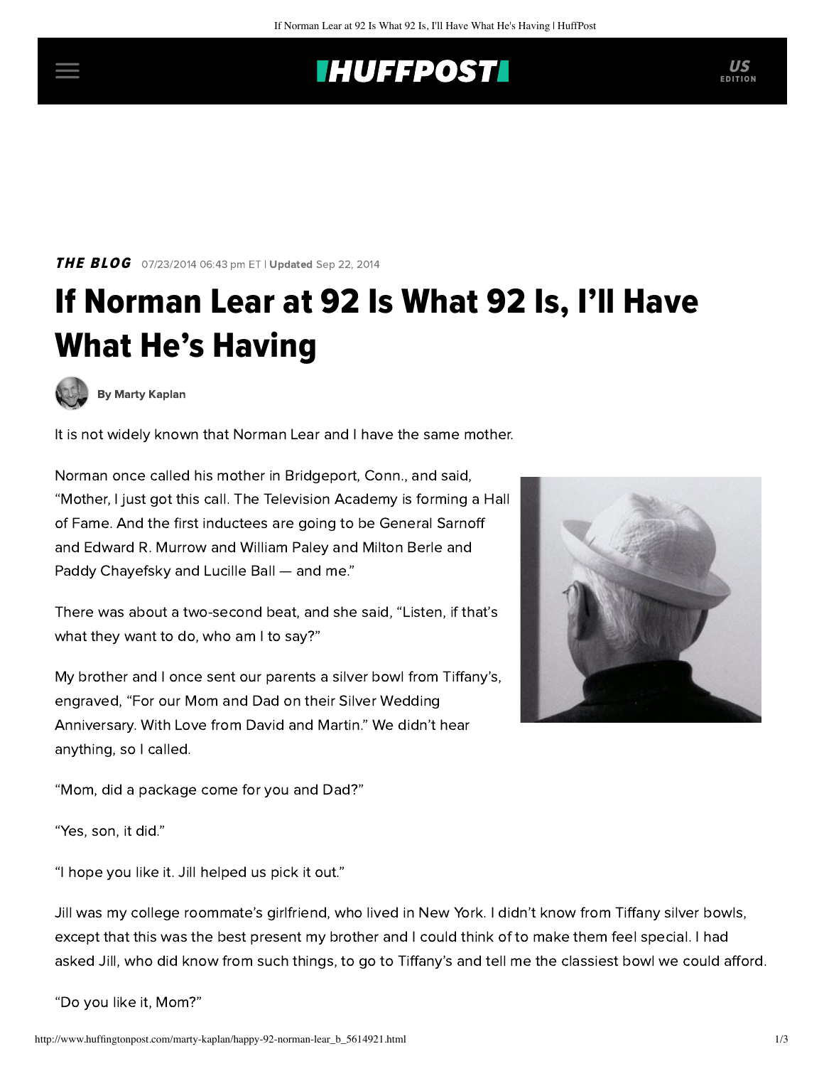THE BLOG 07/23/2014 06:43 pm ET | **Updated** Sep 22, 2014

# If Norman Lear at 92 Is What 92 Is, I'll Have What He's Having

By Marty Kaplan

It is not widely known that Norman Lear and I have the same mother.

Norman once called his mother in Bridgeport, Conn., and said, "Mother, I just got this call. The Television Academy is forming a Hall of Fame. And the first inductees are going to be General Sarnoff and Edward R. Murrow and William Paley and Milton Berle and Paddy Chayefsky and Lucille Ball — and me."

There was about a two-second beat, and she said, "Listen, if that's what they want to do, who am I to say?"

My brother and I once sent our parents a silver bowl from Tiffany's, engraved, "For our Mom and Dad on their Silver Wedding Anniversary. With Love from David and Martin." We didn't hear anything, so I called.

"Mom, did a package come for you and Dad?"

"Yes, son, it did."

"I hope you like it. Jill helped us pick it out."

Jill was my college roommate's girlfriend, who lived in New York. I didn't know from Tiffany silver bowls, except that this was the best present my brother and I could think of to make them feel special. I had asked Jill, who did know from such things, to go to Tiffany's and tell me the classiest bowl we could afford.

"Do you like it, Mom?"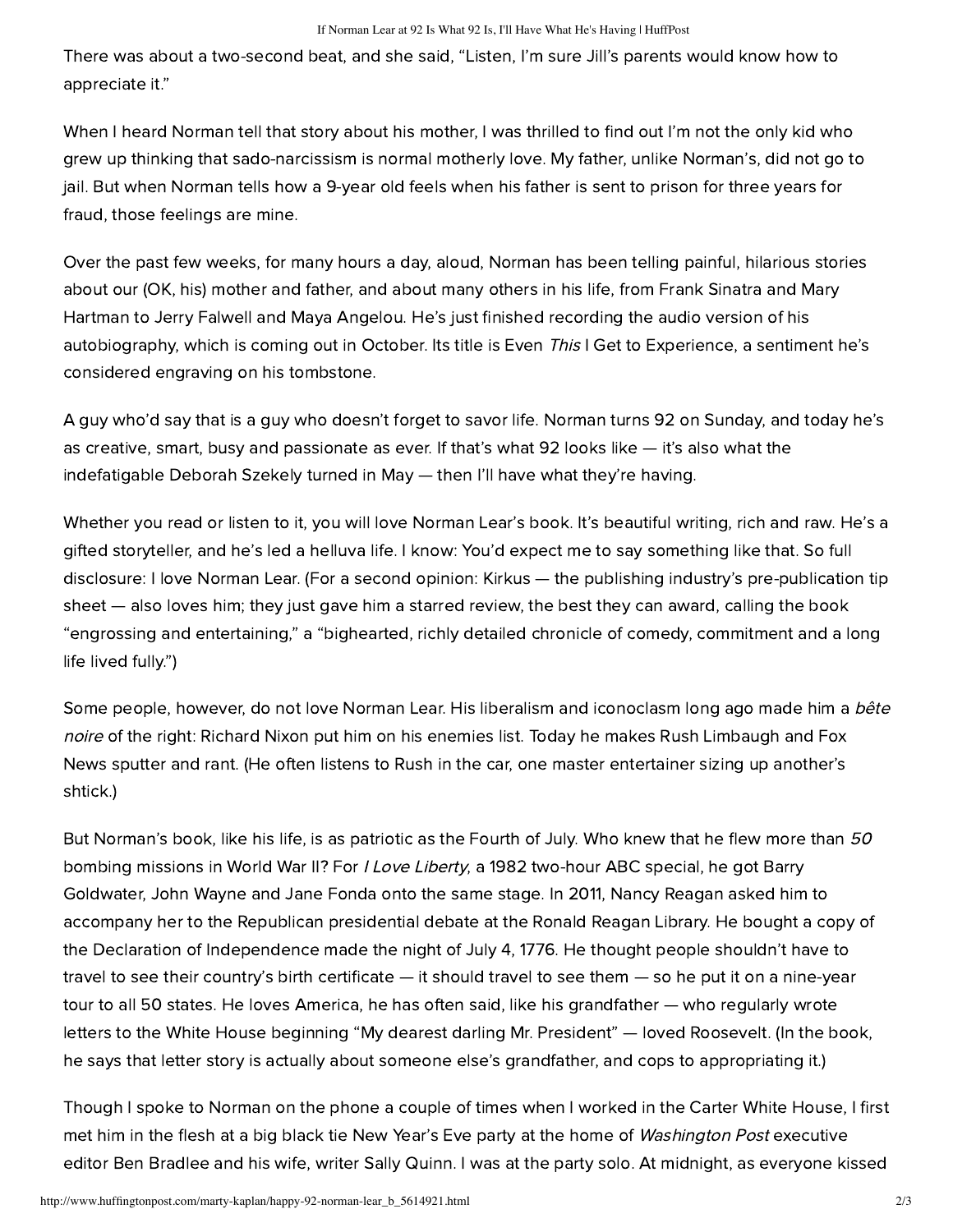There was about a two-second beat, and she said, "Listen, I'm sure Jill's parents would know how to appreciate it."

When I heard Norman tell that story about his mother, I was thrilled to find out I'm not the only kid who grew up thinking that sado-narcissism is normal motherly love. My father, unlike Norman's, did not go to jail. But when Norman tells how a 9-year old feels when his father is sent to prison for three years for fraud, those feelings are mine.

Over the past few weeks, for many hours a day, aloud, Norman has been telling painful, hilarious stories about our (OK, his) mother and father, and about many others in his life, from Frank Sinatra and Mary Hartman to Jerry Falwell and Maya Angelou. He's just finished recording the audio version of his autobiography, which is coming out in October. Its title is Even *This* I Get to Experience, a sentiment he's considered engraving on his tombstone.

A guy who'd say that is a guy who doesn't forget to savor life. Norman turns 92 on Sunday, and today he's as creative, smart, busy and passionate as ever. If that's what 92 looks like — it's also what the indefatigable Deborah Szekely turned in May — then I'll have what they're having.

Whether you read or listen to it, you will love Norman Lear's book. It's beautiful writing, rich and raw. He's a gifted storyteller, and he's led a helluva life. I know: You'd expect me to say something like that. So full disclosure: I love Norman Lear. (For a second opinion: Kirkus — the publishing industry's pre-publication tip sheet — also loves him; they just gave him a starred review, the best they can award, calling the book "engrossing and entertaining," a "bighearted, richly detailed chronicle of comedy, commitment and a long life lived fully.")

Some people, however, do not love Norman Lear. His liberalism and iconoclasm long ago made him a *bête noire* of the right: Richard Nixon put him on his enemies list. Today he makes Rush Limbaugh and Fox News sputter and rant. (He often listens to Rush in the car, one master entertainer sizing up another's shtick.)

But Norman's book, like his life, is as patriotic as the Fourth of July. Who knew that he flew more than *50* bombing missions in World War II? For *I Love Liberty*, a 1982 two-hour ABC special, he got Barry Goldwater, John Wayne and Jane Fonda onto the same stage. In 2011, Nancy Reagan asked him to accompany her to the Republican presidential debate at the Ronald Reagan Library. He bought a copy of the Declaration of Independence made the night of July 4, 1776. He thought people shouldn't have to travel to see their country's birth certificate — it should travel to see them — so he put it on a nine-year tour to all 50 states. He loves America, he has often said, like his grandfather — who regularly wrote letters to the White House beginning "My dearest darling Mr. President" — loved Roosevelt. (In the book, he says that letter story is actually about someone else's grandfather, and cops to appropriating it.)

Though I spoke to Norman on the phone a couple of times when I worked in the Carter White House, I first met him in the flesh at a big black tie New Year's Eve party at the home of *Washington Post* executive editor Ben Bradlee and his wife, writer Sally Quinn. I was at the party solo. At midnight, as everyone kissed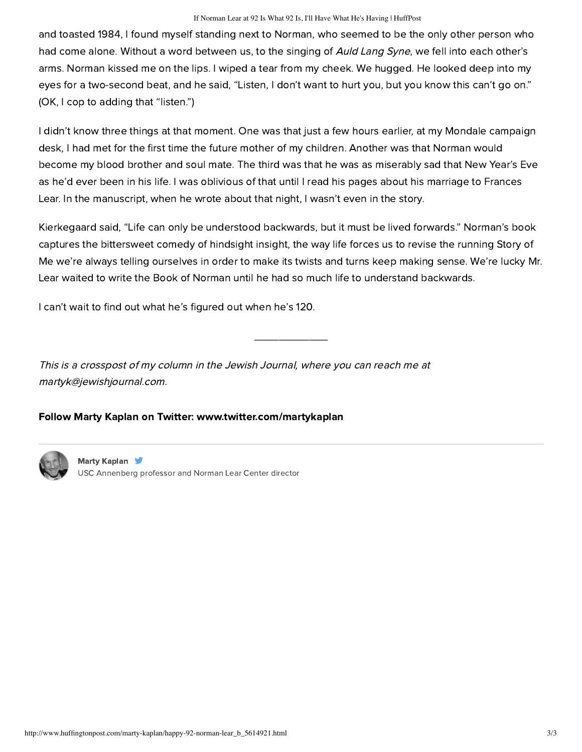and toasted 1984, I found myself standing next to Norman, who seemed to be the only other person who had come alone. Without a word between us, to the singing of *Auld Lang Syne*, we fell into each other's arms. Norman kissed me on the lips. I wiped a tear from my cheek. We hugged. He looked deep into my eyes for a two-second beat, and he said, "Listen, I don't want to hurt you, but you know this can't go on." (OK, I cop to adding that "listen.")

I didn't know three things at that moment. One was that just a few hours earlier, at my Mondale campaign desk, I had met for the first time the future mother of my children. Another was that Norman would become my blood brother and soul mate. The third was that he was as miserably sad that New Year's Eve as he'd ever been in his life. I was oblivious of that until I read his pages about his marriage to Frances Lear. In the manuscript, when he wrote about that night, I wasn't even in the story.

Kierkegaard said, "Life can only be understood backwards, but it must be lived forwards." Norman's book captures the bittersweet comedy of hindsight insight, the way life forces us to revise the running Story of Me we're always telling ourselves in order to make its twists and turns keep making sense. We're lucky Mr. Lear waited to write the Book of Norman until he had so much life to understand backwards.

I can't wait to find out what he's figured out when he's 120.

---

*This is a crosspost of my column in the Jewish Journal, where you can reach me at martyk@jewishjournal.com.*

**Follow Marty Kaplan on Twitter: www.twitter.com/martykaplan**

**Marty Kaplan**
USC Annenberg professor and Norman Lear Center director